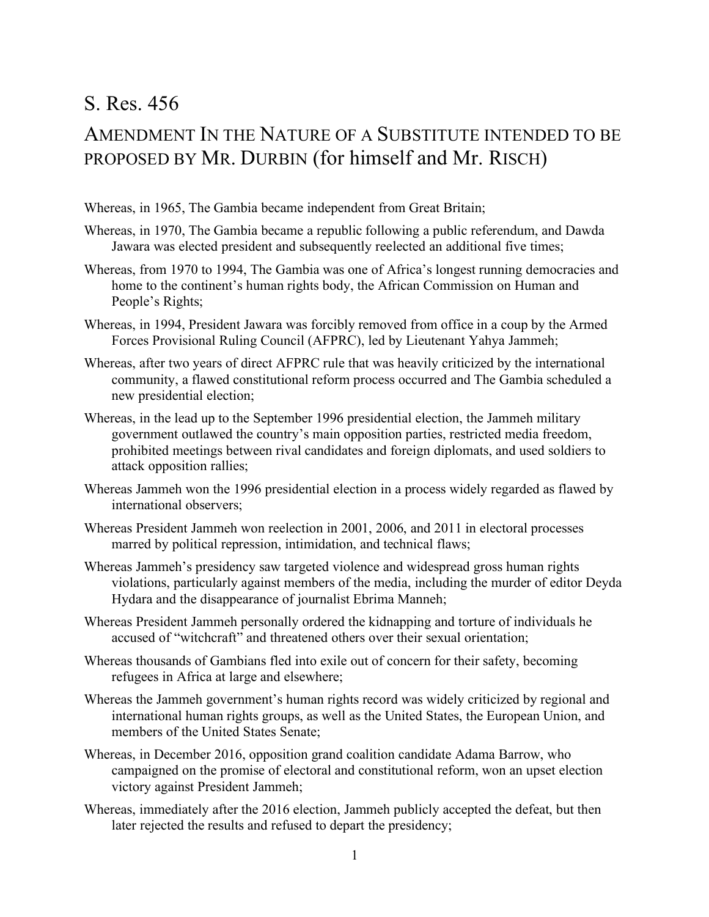# S. Res. 456

## AMENDMENT IN THE NATURE OF A SUBSTITUTE INTENDED TO BE PROPOSED BY MR. DURBIN (for himself and Mr. RISCH)

Whereas, in 1965, The Gambia became independent from Great Britain;

Whereas, in 1970, The Gambia became a republic following a public referendum, and Dawda Jawara was elected president and subsequently reelected an additional five times;

Whereas, from 1970 to 1994, The Gambia was one of Africa's longest running democracies and home to the continent's human rights body, the African Commission on Human and People's Rights;

Whereas, in 1994, President Jawara was forcibly removed from office in a coup by the Armed Forces Provisional Ruling Council (AFPRC), led by Lieutenant Yahya Jammeh;

Whereas, after two years of direct AFPRC rule that was heavily criticized by the international community, a flawed constitutional reform process occurred and The Gambia scheduled a new presidential election;

Whereas, in the lead up to the September 1996 presidential election, the Jammeh military government outlawed the country's main opposition parties, restricted media freedom, prohibited meetings between rival candidates and foreign diplomats, and used soldiers to attack opposition rallies;

Whereas Jammeh won the 1996 presidential election in a process widely regarded as flawed by international observers;

Whereas President Jammeh won reelection in 2001, 2006, and 2011 in electoral processes marred by political repression, intimidation, and technical flaws;

Whereas Jammeh's presidency saw targeted violence and widespread gross human rights violations, particularly against members of the media, including the murder of editor Deyda Hydara and the disappearance of journalist Ebrima Manneh;

Whereas President Jammeh personally ordered the kidnapping and torture of individuals he accused of "witchcraft" and threatened others over their sexual orientation;

Whereas thousands of Gambians fled into exile out of concern for their safety, becoming refugees in Africa at large and elsewhere;

Whereas the Jammeh government's human rights record was widely criticized by regional and international human rights groups, as well as the United States, the European Union, and members of the United States Senate;

Whereas, in December 2016, opposition grand coalition candidate Adama Barrow, who campaigned on the promise of electoral and constitutional reform, won an upset election victory against President Jammeh;

Whereas, immediately after the 2016 election, Jammeh publicly accepted the defeat, but then later rejected the results and refused to depart the presidency;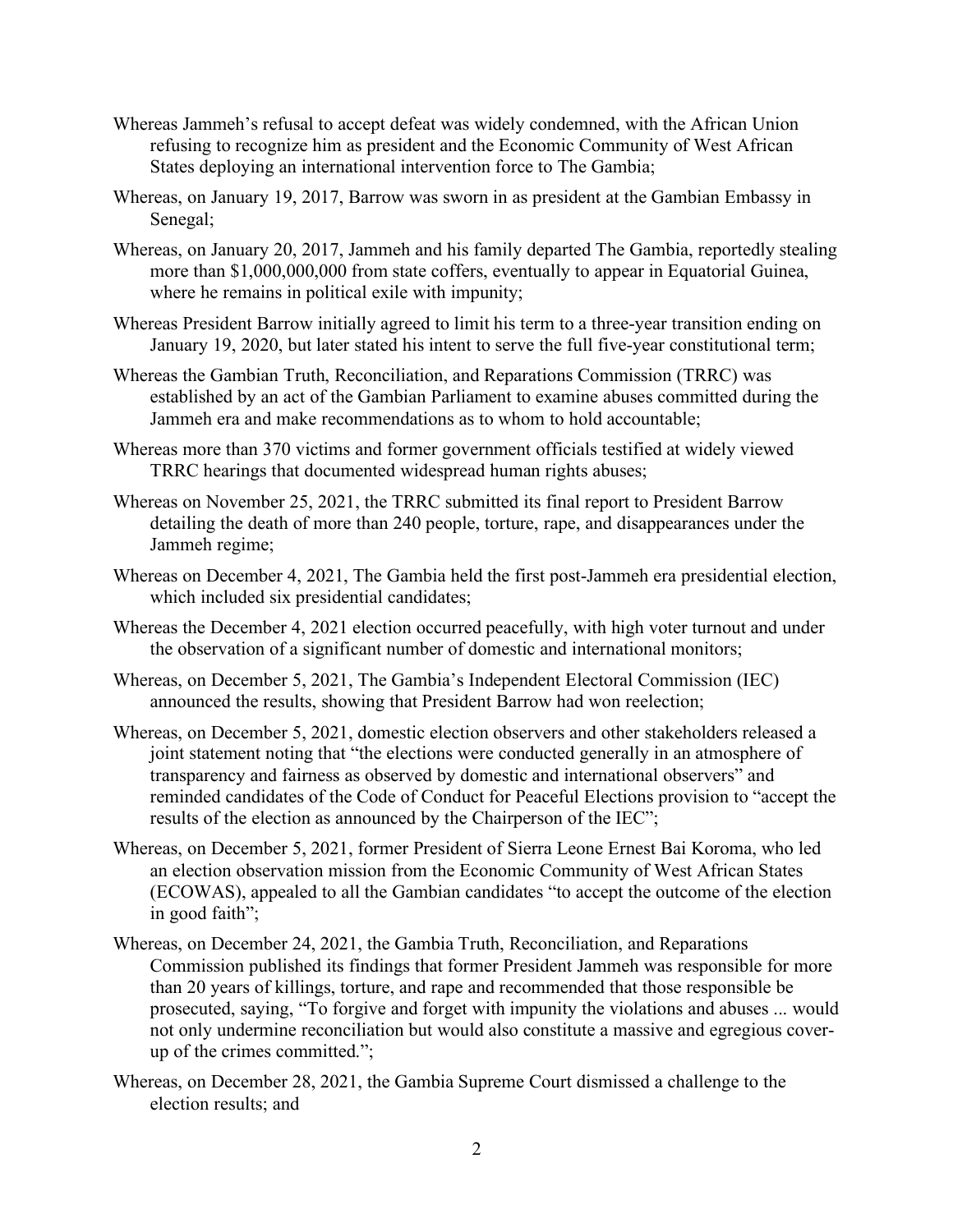Whereas Jammeh's refusal to accept defeat was widely condemned, with the African Union refusing to recognize him as president and the Economic Community of West African States deploying an international intervention force to The Gambia;

Whereas, on January 19, 2017, Barrow was sworn in as president at the Gambian Embassy in Senegal;

Whereas, on January 20, 2017, Jammeh and his family departed The Gambia, reportedly stealing more than $1,000,000,000 from state coffers, eventually to appear in Equatorial Guinea, where he remains in political exile with impunity;

Whereas President Barrow initially agreed to limit his term to a three-year transition ending on January 19, 2020, but later stated his intent to serve the full five-year constitutional term;

Whereas the Gambian Truth, Reconciliation, and Reparations Commission (TRRC) was established by an act of the Gambian Parliament to examine abuses committed during the Jammeh era and make recommendations as to whom to hold accountable;

Whereas more than 370 victims and former government officials testified at widely viewed TRRC hearings that documented widespread human rights abuses;

Whereas on November 25, 2021, the TRRC submitted its final report to President Barrow detailing the death of more than 240 people, torture, rape, and disappearances under the Jammeh regime;

Whereas on December 4, 2021, The Gambia held the first post-Jammeh era presidential election, which included six presidential candidates;

Whereas the December 4, 2021 election occurred peacefully, with high voter turnout and under the observation of a significant number of domestic and international monitors;

Whereas, on December 5, 2021, The Gambia's Independent Electoral Commission (IEC) announced the results, showing that President Barrow had won reelection;

Whereas, on December 5, 2021, domestic election observers and other stakeholders released a joint statement noting that "the elections were conducted generally in an atmosphere of transparency and fairness as observed by domestic and international observers" and reminded candidates of the Code of Conduct for Peaceful Elections provision to "accept the results of the election as announced by the Chairperson of the IEC";

Whereas, on December 5, 2021, former President of Sierra Leone Ernest Bai Koroma, who led an election observation mission from the Economic Community of West African States (ECOWAS), appealed to all the Gambian candidates "to accept the outcome of the election in good faith";

Whereas, on December 24, 2021, the Gambia Truth, Reconciliation, and Reparations Commission published its findings that former President Jammeh was responsible for more than 20 years of killings, torture, and rape and recommended that those responsible be prosecuted, saying, "To forgive and forget with impunity the violations and abuses ... would not only undermine reconciliation but would also constitute a massive and egregious cover-up of the crimes committed.";

Whereas, on December 28, 2021, the Gambia Supreme Court dismissed a challenge to the election results; and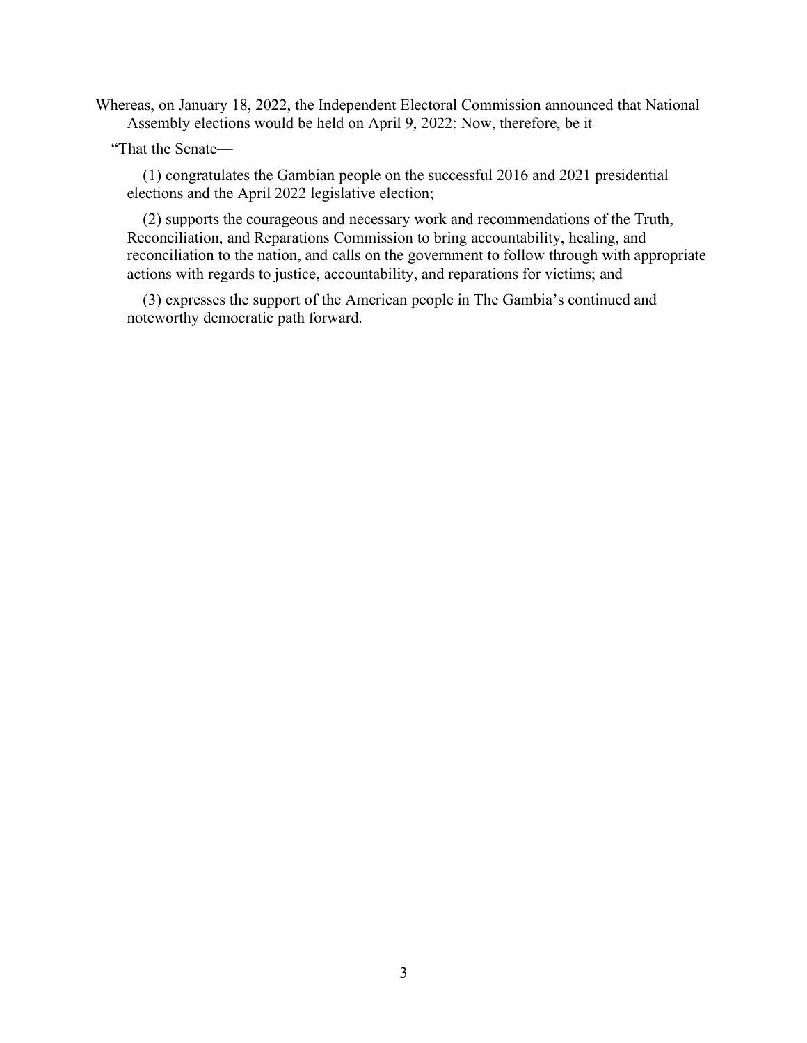Whereas, on January 18, 2022, the Independent Electoral Commission announced that National Assembly elections would be held on April 9, 2022: Now, therefore, be it

"That the Senate—

(1) congratulates the Gambian people on the successful 2016 and 2021 presidential elections and the April 2022 legislative election;

(2) supports the courageous and necessary work and recommendations of the Truth, Reconciliation, and Reparations Commission to bring accountability, healing, and reconciliation to the nation, and calls on the government to follow through with appropriate actions with regards to justice, accountability, and reparations for victims; and

(3) expresses the support of the American people in The Gambia's continued and noteworthy democratic path forward.